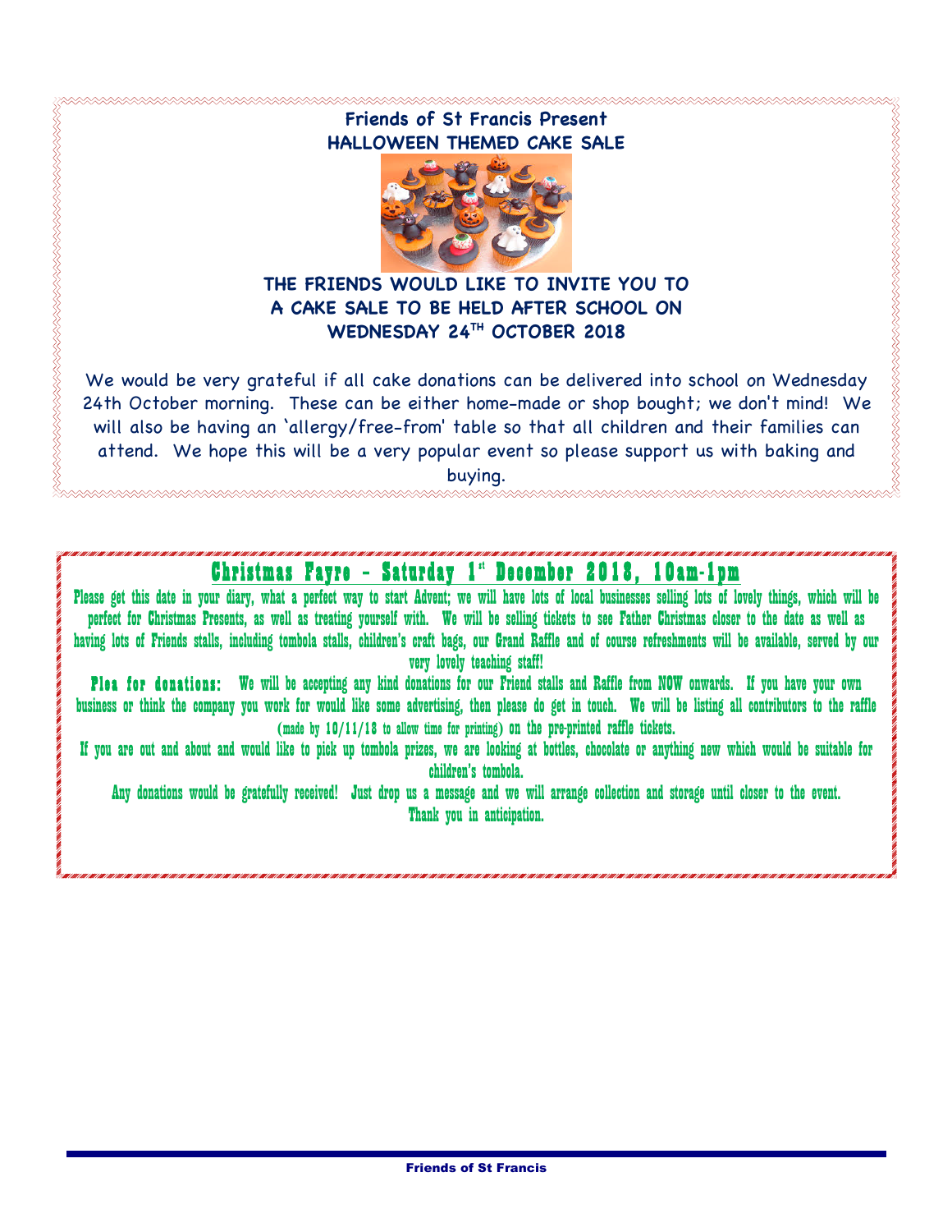## Friends of St Francis Present
## HALLOWEEN THEMED CAKE SALE

**THE FRIENDS WOULD LIKE TO INVITE YOU TO A CAKE SALE TO BE HELD AFTER SCHOOL ON WEDNESDAY 24TH OCTOBER 2018**

We would be very grateful if all cake donations can be delivered into school on Wednesday 24th October morning. These can be either home-made or shop bought; we don't mind! We will also be having an 'allergy/free-from' table so that all children and their families can attend. We hope this will be a very popular event so please support us with baking and buying.

## Christmas Fayre – Saturday 1st December 2018, 10am-1pm

Please get this date in your diary, what a perfect way to start Advent; we will have lots of local businesses selling lots of lovely things, which will be perfect for Christmas Presents, as well as treating yourself with. We will be selling tickets to see Father Christmas closer to the date as well as having lots of Friends stalls, including tombola stalls, children's craft bags, our Grand Raffle and of course refreshments will be available, served by our very lovely teaching staff!

**Plea for donations:** We will be accepting any kind donations for our Friend stalls and Raffle from NOW onwards. If you have your own business or think the company you work for would like some advertising, then please do get in touch. We will be listing all contributors to the raffle (made by 10/11/18 to allow time for printing) on the pre-printed raffle tickets.

If you are out and about and would like to pick up tombola prizes, we are looking at bottles, chocolate or anything new which would be suitable for children's tombola.

Any donations would be gratefully received! Just drop us a message and we will arrange collection and storage until closer to the event.

Thank you in anticipation.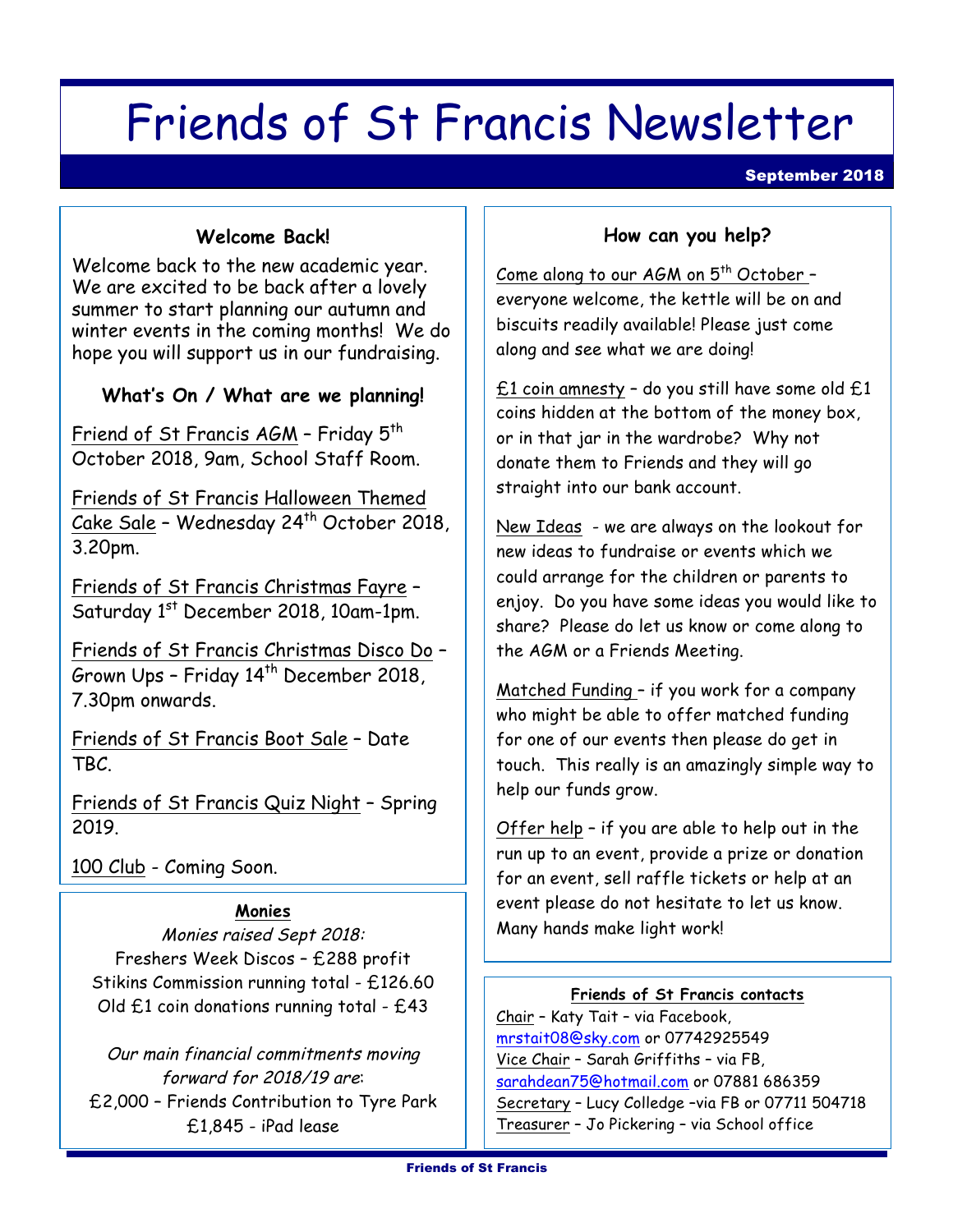# Friends of St Francis Newsletter

September 2018

## Welcome Back!

Welcome back to the new academic year. We are excited to be back after a lovely summer to start planning our autumn and winter events in the coming months! We do hope you will support us in our fundraising.

## What's On / What are we planning!

Friend of St Francis AGM – Friday 5th October 2018, 9am, School Staff Room.

Friends of St Francis Halloween Themed Cake Sale – Wednesday 24th October 2018, 3.20pm.

Friends of St Francis Christmas Fayre – Saturday 1st December 2018, 10am-1pm.

Friends of St Francis Christmas Disco Do – Grown Ups – Friday 14th December 2018, 7.30pm onwards.

Friends of St Francis Boot Sale – Date TBC.

Friends of St Francis Quiz Night – Spring 2019.

100 Club - Coming Soon.

## Monies

*Monies raised Sept 2018:*

Freshers Week Discos – £288 profit
Stikins Commission running total - £126.60
Old £1 coin donations running total - £43

*Our main financial commitments moving forward for 2018/19 are*:

£2,000 – Friends Contribution to Tyre Park
£1,845 - iPad lease

## How can you help?

Come along to our AGM on 5th October – everyone welcome, the kettle will be on and biscuits readily available! Please just come along and see what we are doing!

£1 coin amnesty – do you still have some old £1 coins hidden at the bottom of the money box, or in that jar in the wardrobe? Why not donate them to Friends and they will go straight into our bank account.

New Ideas - we are always on the lookout for new ideas to fundraise or events which we could arrange for the children or parents to enjoy. Do you have some ideas you would like to share? Please do let us know or come along to the AGM or a Friends Meeting.

Matched Funding – if you work for a company who might be able to offer matched funding for one of our events then please do get in touch. This really is an amazingly simple way to help our funds grow.

Offer help – if you are able to help out in the run up to an event, provide a prize or donation for an event, sell raffle tickets or help at an event please do not hesitate to let us know. Many hands make light work!

## Friends of St Francis contacts

Chair – Katy Tait – via Facebook, mrstait08@sky.com or 07742925549
Vice Chair – Sarah Griffiths – via FB, sarahdean75@hotmail.com or 07881 686359
Secretary – Lucy Colledge –via FB or 07711 504718
Treasurer – Jo Pickering – via School office